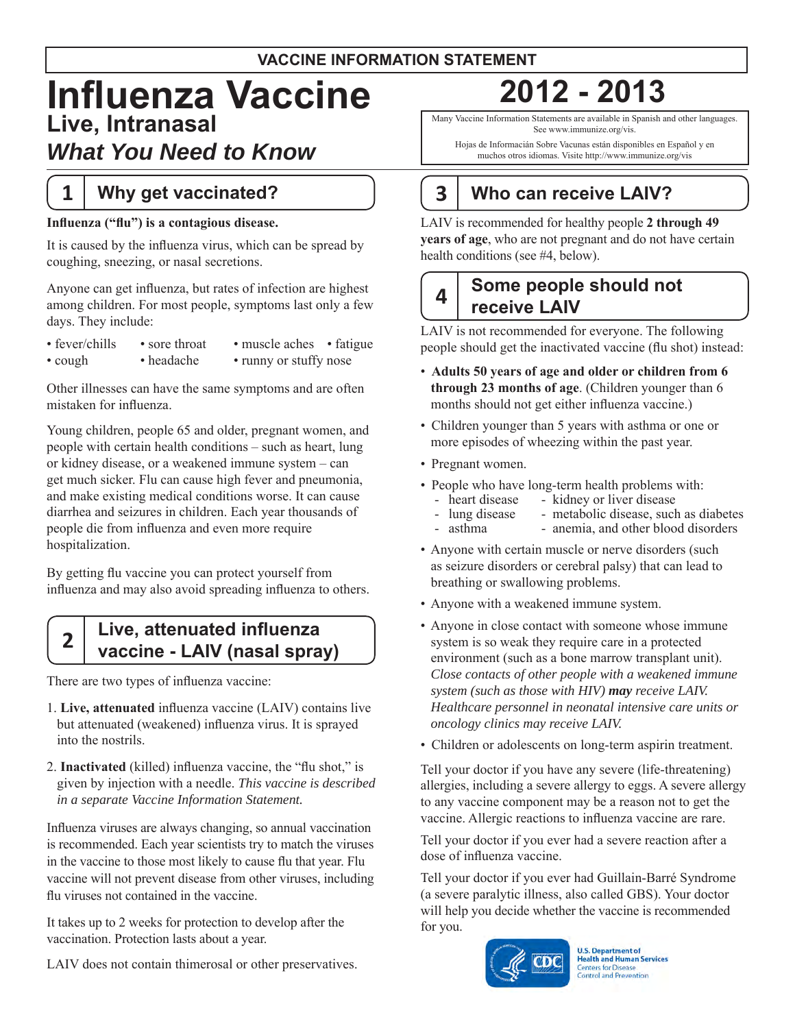VACCINE INFORMATION STATEMENT

# Influenza Vaccine

## Live, Intranasal

## *What You Need to Know*

# 2012 - 2013

Many Vaccine Information Statements are available in Spanish and other languages. See www.immunize.org/vis.

Hojas de Informacián Sobre Vacunas están disponibles en Español y en muchos otros idiomas. Visite http://www.immunize.org/vis

## 1 Why get vaccinated?

**Influenza ("flu") is a contagious disease.**

It is caused by the influenza virus, which can be spread by coughing, sneezing, or nasal secretions.

Anyone can get influenza, but rates of infection are highest among children. For most people, symptoms last only a few days. They include:

- fever/chills
- sore throat
- muscle aches
- fatigue
- cough
- headache
- runny or stuffy nose

Other illnesses can have the same symptoms and are often mistaken for influenza.

Young children, people 65 and older, pregnant women, and people with certain health conditions – such as heart, lung or kidney disease, or a weakened immune system – can get much sicker. Flu can cause high fever and pneumonia, and make existing medical conditions worse. It can cause diarrhea and seizures in children. Each year thousands of people die from influenza and even more require hospitalization.

By getting flu vaccine you can protect yourself from influenza and may also avoid spreading influenza to others.

## 2 Live, attenuated influenza vaccine - LAIV (nasal spray)

There are two types of influenza vaccine:

1. **Live, attenuated** influenza vaccine (LAIV) contains live but attenuated (weakened) influenza virus. It is sprayed into the nostrils.
2. **Inactivated** (killed) influenza vaccine, the "flu shot," is given by injection with a needle. *This vaccine is described in a separate Vaccine Information Statement.*

Influenza viruses are always changing, so annual vaccination is recommended. Each year scientists try to match the viruses in the vaccine to those most likely to cause flu that year. Flu vaccine will not prevent disease from other viruses, including flu viruses not contained in the vaccine.

It takes up to 2 weeks for protection to develop after the vaccination. Protection lasts about a year.

LAIV does not contain thimerosal or other preservatives.

## 3 Who can receive LAIV?

LAIV is recommended for healthy people **2 through 49 years of age**, who are not pregnant and do not have certain health conditions (see #4, below).

## 4 Some people should not receive LAIV

LAIV is not recommended for everyone. The following people should get the inactivated vaccine (flu shot) instead:

- **Adults 50 years of age and older or children from 6 through 23 months of age**. (Children younger than 6 months should not get either influenza vaccine.)
- Children younger than 5 years with asthma or one or more episodes of wheezing within the past year.
- Pregnant women.
- People who have long-term health problems with:
  - heart disease
  - kidney or liver disease
  - lung disease
  - metabolic disease, such as diabetes
  - asthma
  - anemia, and other blood disorders
- Anyone with certain muscle or nerve disorders (such as seizure disorders or cerebral palsy) that can lead to breathing or swallowing problems.
- Anyone with a weakened immune system.
- Anyone in close contact with someone whose immune system is so weak they require care in a protected environment (such as a bone marrow transplant unit). *Close contacts of other people with a weakened immune system (such as those with HIV)* ***may*** *receive LAIV. Healthcare personnel in neonatal intensive care units or oncology clinics may receive LAIV.*
- Children or adolescents on long-term aspirin treatment.

Tell your doctor if you have any severe (life-threatening) allergies, including a severe allergy to eggs. A severe allergy to any vaccine component may be a reason not to get the vaccine. Allergic reactions to influenza vaccine are rare.

Tell your doctor if you ever had a severe reaction after a dose of influenza vaccine.

Tell your doctor if you ever had Guillain-Barré Syndrome (a severe paralytic illness, also called GBS). Your doctor will help you decide whether the vaccine is recommended for you.

U.S. Department of Health and Human Services
Centers for Disease Control and Prevention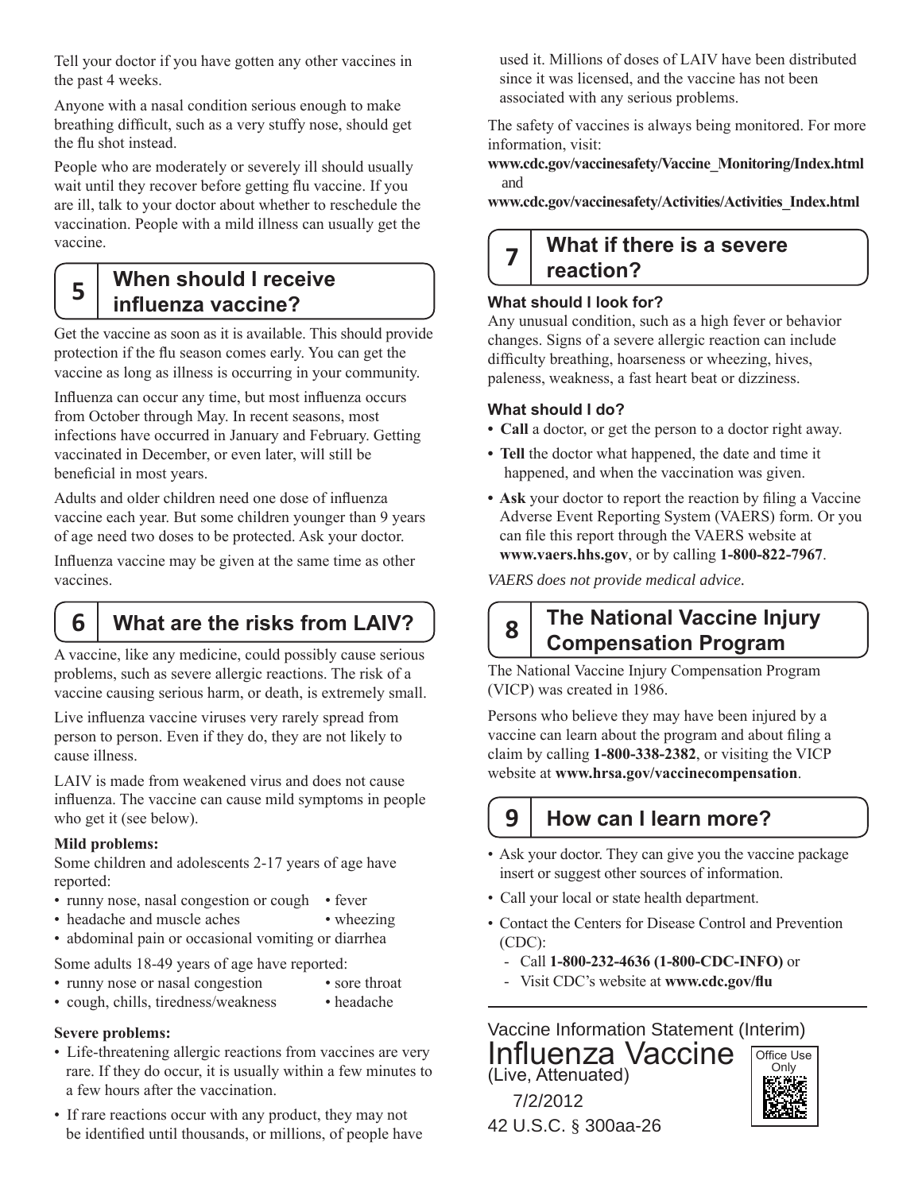Tell your doctor if you have gotten any other vaccines in the past 4 weeks.

Anyone with a nasal condition serious enough to make breathing difficult, such as a very stuffy nose, should get the flu shot instead.

People who are moderately or severely ill should usually wait until they recover before getting flu vaccine. If you are ill, talk to your doctor about whether to reschedule the vaccination. People with a mild illness can usually get the vaccine.

## 5 When should I receive influenza vaccine?

Get the vaccine as soon as it is available. This should provide protection if the flu season comes early. You can get the vaccine as long as illness is occurring in your community.

Influenza can occur any time, but most influenza occurs from October through May. In recent seasons, most infections have occurred in January and February. Getting vaccinated in December, or even later, will still be beneficial in most years.

Adults and older children need one dose of influenza vaccine each year. But some children younger than 9 years of age need two doses to be protected. Ask your doctor.

Influenza vaccine may be given at the same time as other vaccines.

## 6 What are the risks from LAIV?

A vaccine, like any medicine, could possibly cause serious problems, such as severe allergic reactions. The risk of a vaccine causing serious harm, or death, is extremely small.

Live influenza vaccine viruses very rarely spread from person to person. Even if they do, they are not likely to cause illness.

LAIV is made from weakened virus and does not cause influenza. The vaccine can cause mild symptoms in people who get it (see below).

**Mild problems:**

Some children and adolescents 2-17 years of age have reported:

- runny nose, nasal congestion or cough
- fever
- headache and muscle aches
- wheezing
- abdominal pain or occasional vomiting or diarrhea

Some adults 18-49 years of age have reported:

- runny nose or nasal congestion
- sore throat
- cough, chills, tiredness/weakness
- headache

**Severe problems:**

- Life-threatening allergic reactions from vaccines are very rare. If they do occur, it is usually within a few minutes to a few hours after the vaccination.
- If rare reactions occur with any product, they may not be identified until thousands, or millions, of people have used it. Millions of doses of LAIV have been distributed since it was licensed, and the vaccine has not been associated with any serious problems.

The safety of vaccines is always being monitored. For more information, visit:

**www.cdc.gov/vaccinesafety/Vaccine_Monitoring/Index.html** and

**www.cdc.gov/vaccinesafety/Activities/Activities_Index.html**

## 7 What if there is a severe reaction?

**What should I look for?**

Any unusual condition, such as a high fever or behavior changes. Signs of a severe allergic reaction can include difficulty breathing, hoarseness or wheezing, hives, paleness, weakness, a fast heart beat or dizziness.

**What should I do?**

- **Call** a doctor, or get the person to a doctor right away.
- **Tell** the doctor what happened, the date and time it happened, and when the vaccination was given.
- **Ask** your doctor to report the reaction by filing a Vaccine Adverse Event Reporting System (VAERS) form. Or you can file this report through the VAERS website at **www.vaers.hhs.gov**, or by calling **1-800-822-7967**.

*VAERS does not provide medical advice.*

## 8 The National Vaccine Injury Compensation Program

The National Vaccine Injury Compensation Program (VICP) was created in 1986.

Persons who believe they may have been injured by a vaccine can learn about the program and about filing a claim by calling **1-800-338-2382**, or visiting the VICP website at **www.hrsa.gov/vaccinecompensation**.

## 9 How can I learn more?

- Ask your doctor. They can give you the vaccine package insert or suggest other sources of information.
- Call your local or state health department.
- Contact the Centers for Disease Control and Prevention (CDC):
  - Call **1-800-232-4636 (1-800-CDC-INFO)** or
  - Visit CDC's website at **www.cdc.gov/flu**

---

Vaccine Information Statement (Interim)

# Influenza Vaccine

(Live, Attenuated)

7/2/2012

42 U.S.C. § 300aa-26

Office Use Only